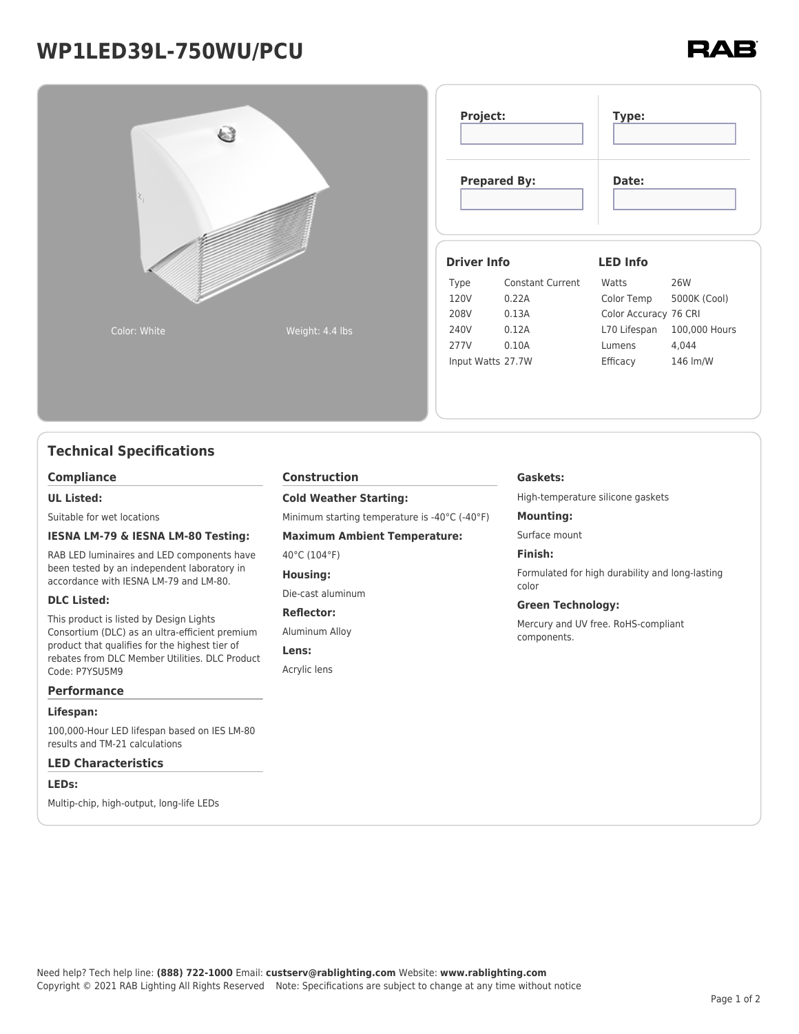# WP1LED39L-750WU/PCU

RAB

Color: White

Weight: 4.4 lbs

| Project: | Type: |
|---|---|
| | |
| **Prepared By:** | **Date:** |
| | |

### Driver Info

| | |
|---|---|
| Type | Constant Current |
| 120V | 0.22A |
| 208V | 0.13A |
| 240V | 0.12A |
| 277V | 0.10A |
| Input Watts | 27.7W |

### LED Info

| | |
|---|---|
| Watts | 26W |
| Color Temp | 5000K (Cool) |
| Color Accuracy | 76 CRI |
| L70 Lifespan | 100,000 Hours |
| Lumens | 4,044 |
| Efficacy | 146 lm/W |

## Technical Specifications

### Compliance

**UL Listed:**

Suitable for wet locations

**IESNA LM-79 & IESNA LM-80 Testing:**

RAB LED luminaires and LED components have been tested by an independent laboratory in accordance with IESNA LM-79 and LM-80.

**DLC Listed:**

This product is listed by Design Lights Consortium (DLC) as an ultra-efficient premium product that qualifies for the highest tier of rebates from DLC Member Utilities. DLC Product Code: P7YSU5M9

### Performance

**Lifespan:**

100,000-Hour LED lifespan based on IES LM-80 results and TM-21 calculations

### LED Characteristics

**LEDs:**

Multip-chip, high-output, long-life LEDs

### Construction

**Cold Weather Starting:**

Minimum starting temperature is -40°C (-40°F)

**Maximum Ambient Temperature:**

40°C (104°F)

**Housing:**

Die-cast aluminum

**Reflector:**

Aluminum Alloy

**Lens:**

Acrylic lens

**Gaskets:**

High-temperature silicone gaskets

**Mounting:**

Surface mount

**Finish:**

Formulated for high durability and long-lasting color

**Green Technology:**

Mercury and UV free. RoHS-compliant components.

Need help? Tech help line: **(888) 722-1000** Email: **custserv@rablighting.com** Website: **www.rablighting.com**
Copyright © 2021 RAB Lighting All Rights Reserved Note: Specifications are subject to change at any time without notice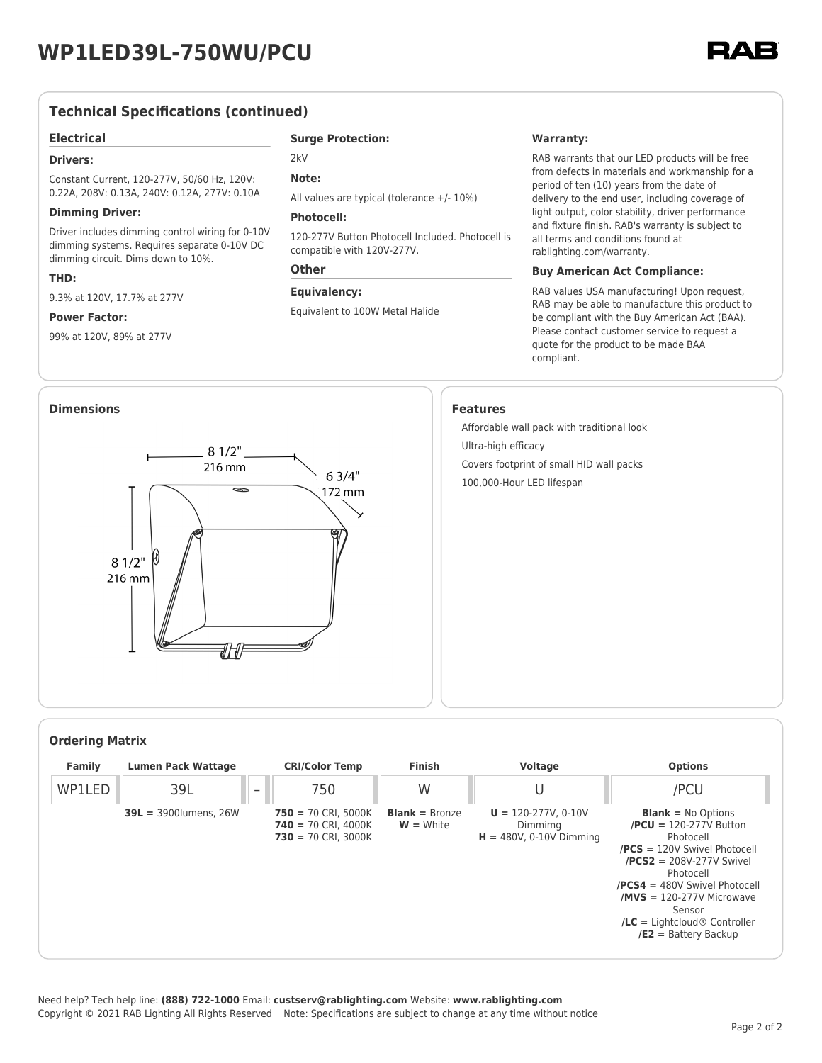# WP1LED39L-750WU/PCU

## Technical Specifications (continued)

### Electrical

**Drivers:**

Constant Current, 120-277V, 50/60 Hz, 120V: 0.22A, 208V: 0.13A, 240V: 0.12A, 277V: 0.10A

**Dimming Driver:**

Driver includes dimming control wiring for 0-10V dimming systems. Requires separate 0-10V DC dimming circuit. Dims down to 10%.

**THD:**

9.3% at 120V, 17.7% at 277V

**Power Factor:**

99% at 120V, 89% at 277V

**Surge Protection:**

2kV

**Note:**

All values are typical (tolerance +/- 10%)

**Photocell:**

120-277V Button Photocell Included. Photocell is compatible with 120V-277V.

### Other

**Equivalency:**

Equivalent to 100W Metal Halide

**Warranty:**

RAB warrants that our LED products will be free from defects in materials and workmanship for a period of ten (10) years from the date of delivery to the end user, including coverage of light output, color stability, driver performance and fixture finish. RAB's warranty is subject to all terms and conditions found at rablighting.com/warranty.

**Buy American Act Compliance:**

RAB values USA manufacturing! Upon request, RAB may be able to manufacture this product to be compliant with the Buy American Act (BAA). Please contact customer service to request a quote for the product to be made BAA compliant.

## Dimensions

8 1/2"
216 mm

6 3/4"
172 mm

8 1/2"
216 mm

## Features

- Affordable wall pack with traditional look
- Ultra-high efficacy
- Covers footprint of small HID wall packs
- 100,000-Hour LED lifespan

## Ordering Matrix

| Family | Lumen Pack Wattage | | CRI/Color Temp | Finish | Voltage | Options |
|---|---|---|---|---|---|---|
| WP1LED | 39L | – | 750 | W | U | /PCU |
| | **39L =** 3900lumens, 26W | | **750 =** 70 CRI, 5000K<br>**740 =** 70 CRI, 4000K<br>**730 =** 70 CRI, 3000K | **Blank =** Bronze<br>**W =** White | **U =** 120-277V, 0-10V Dimmimg<br>**H =** 480V, 0-10V Dimming | **Blank =** No Options<br>**/PCU =** 120-277V Button Photocell<br>**/PCS =** 120V Swivel Photocell<br>**/PCS2 =** 208V-277V Swivel Photocell<br>**/PCS4 =** 480V Swivel Photocell<br>**/MVS =** 120-277V Microwave Sensor<br>**/LC =** Lightcloud® Controller<br>**/E2 =** Battery Backup |

Need help? Tech help line: **(888) 722-1000** Email: **custserv@rablighting.com** Website: **www.rablighting.com**
Copyright © 2021 RAB Lighting All Rights Reserved Note: Specifications are subject to change at any time without notice